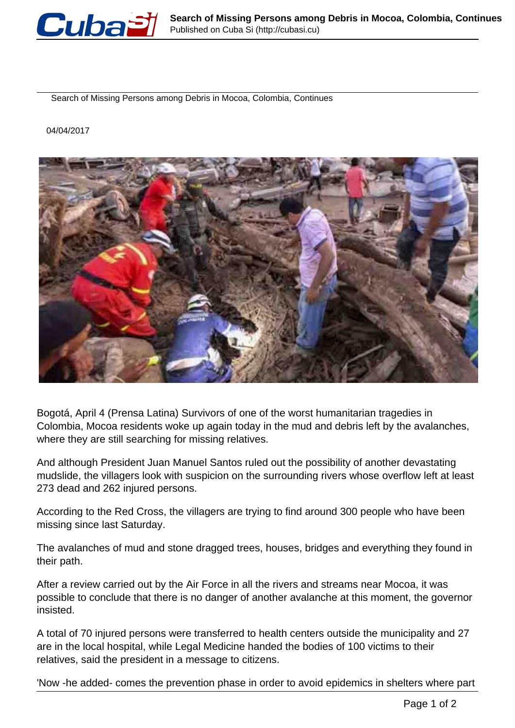# Search of Missing Persons among Debris in Mocoa, Colombia, Continues

04/04/2017

Bogotá, April 4 (Prensa Latina) Survivors of one of the worst humanitarian tragedies in Colombia, Mocoa residents woke up again today in the mud and debris left by the avalanches, where they are still searching for missing relatives.

And although President Juan Manuel Santos ruled out the possibility of another devastating mudslide, the villagers look with suspicion on the surrounding rivers whose overflow left at least 273 dead and 262 injured persons.

According to the Red Cross, the villagers are trying to find around 300 people who have been missing since last Saturday.

The avalanches of mud and stone dragged trees, houses, bridges and everything they found in their path.

After a review carried out by the Air Force in all the rivers and streams near Mocoa, it was possible to conclude that there is no danger of another avalanche at this moment, the governor insisted.

A total of 70 injured persons were transferred to health centers outside the municipality and 27 are in the local hospital, while Legal Medicine handed the bodies of 100 victims to their relatives, said the president in a message to citizens.

'Now -he added- comes the prevention phase in order to avoid epidemics in shelters where part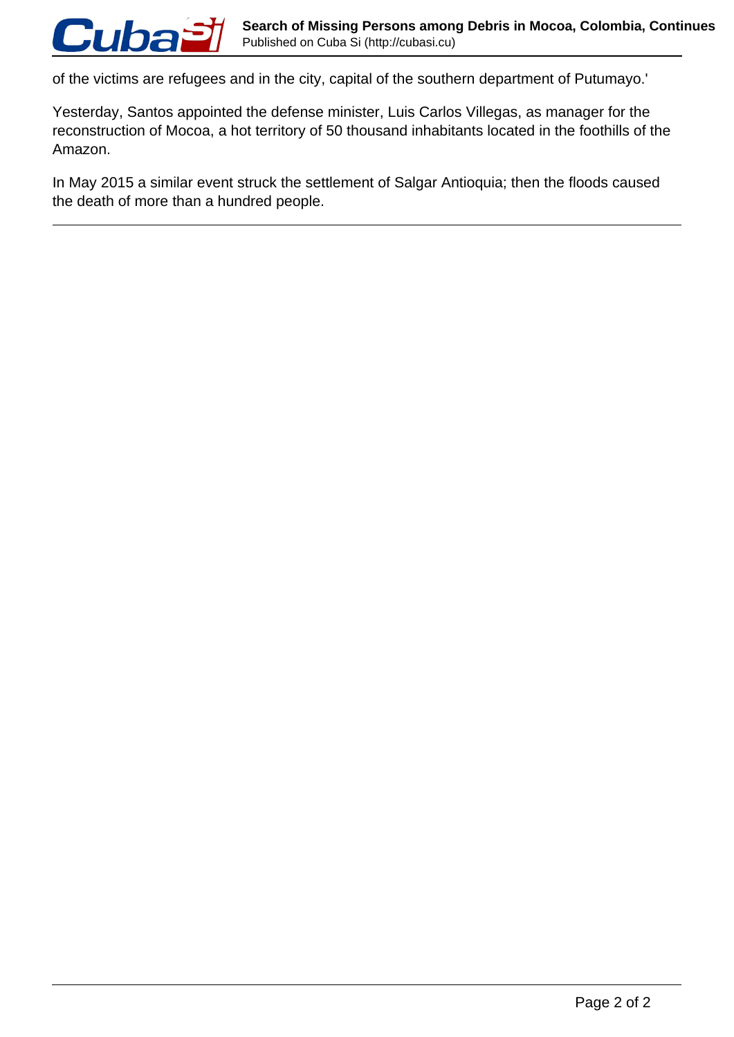of the victims are refugees and in the city, capital of the southern department of Putumayo.'

Yesterday, Santos appointed the defense minister, Luis Carlos Villegas, as manager for the reconstruction of Mocoa, a hot territory of 50 thousand inhabitants located in the foothills of the Amazon.

In May 2015 a similar event struck the settlement of Salgar Antioquia; then the floods caused the death of more than a hundred people.